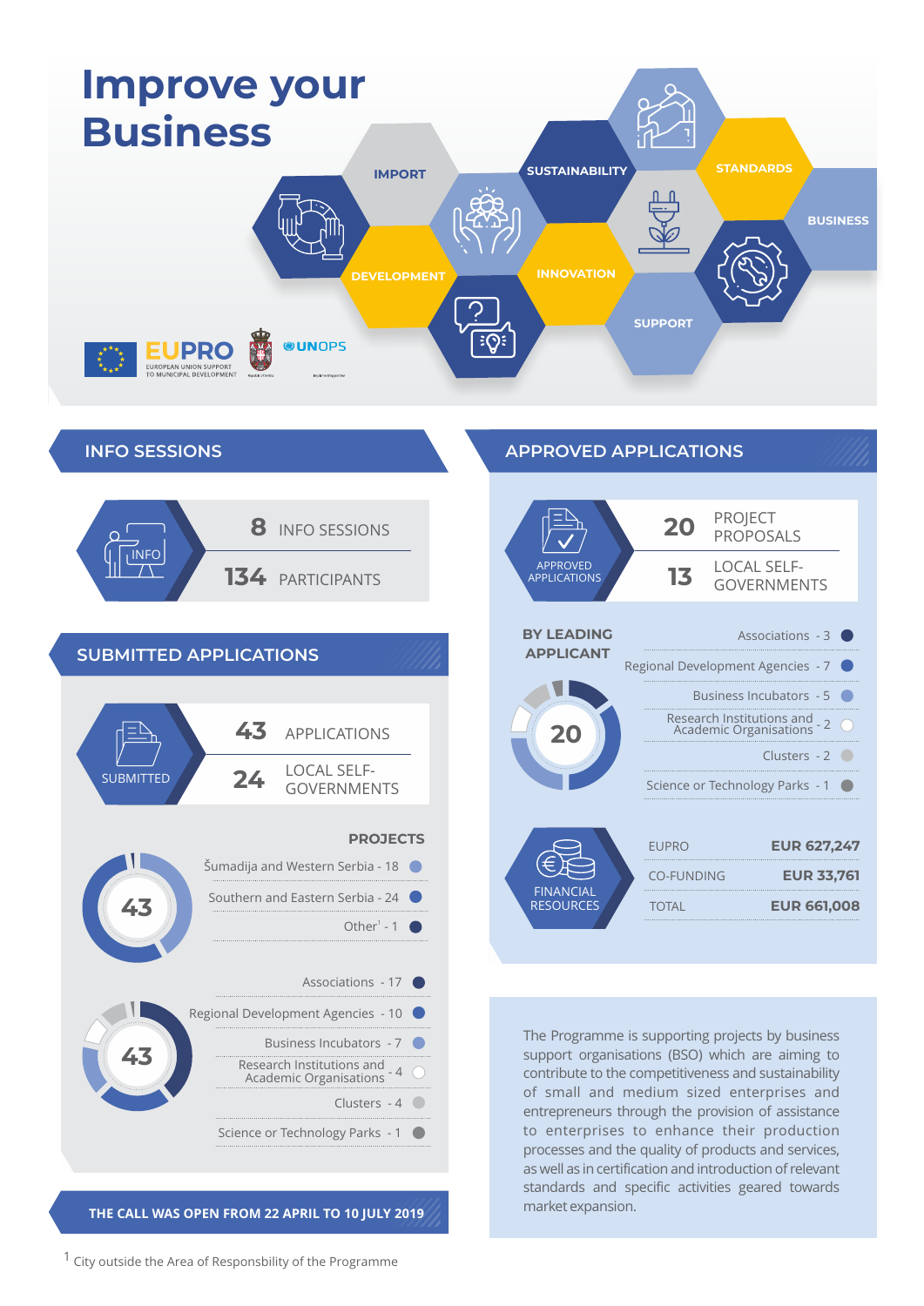# Improve your Business

IMPORT

SUSTAINABILITY

STANDARDS

BUSINESS

DEVELOPMENT

INNOVATION

SUPPORT

EUPRO EUROPEAN UNION SUPPORT TO MUNICIPAL DEVELOPMENT

UNOPS

## INFO SESSIONS

**8** INFO SESSIONS

**134** PARTICIPANTS

## SUBMITTED APPLICATIONS

SUBMITTED

**43** APPLICATIONS

**24** LOCAL SELF-GOVERNMENTS

### PROJECTS

| | |
|---|---|
| Šumadija and Western Serbia | 18 |
| Southern and Eastern Serbia | 24 |
| Other[1] | 1 |
| **Total** | **43** |

| | |
|---|---|
| Associations | 17 |
| Regional Development Agencies | 10 |
| Business Incubators | 7 |
| Research Institutions and Academic Organisations | 4 |
| Clusters | 4 |
| Science or Technology Parks | 1 |
| **Total** | **43** |

**THE CALL WAS OPEN FROM 22 APRIL TO 10 JULY 2019**

## APPROVED APPLICATIONS

APPROVED APPLICATIONS

**20** PROJECT PROPOSALS

**13** LOCAL SELF-GOVERNMENTS

### BY LEADING APPLICANT

| | |
|---|---|
| Associations | 3 |
| Regional Development Agencies | 7 |
| Business Incubators | 5 |
| Research Institutions and Academic Organisations | 2 |
| Clusters | 2 |
| Science or Technology Parks | 1 |
| **Total** | **20** |

### FINANCIAL RESOURCES

| | |
|---|---|
| EUPRO | **EUR 627,247** |
| CO-FUNDING | **EUR 33,761** |
| TOTAL | **EUR 661,008** |

The Programme is supporting projects by business support organisations (BSO) which are aiming to contribute to the competitiveness and sustainability of small and medium sized enterprises and entrepreneurs through the provision of assistance to enterprises to enhance their production processes and the quality of products and services, as well as in certification and introduction of relevant standards and specific activities geared towards market expansion.

[1] City outside the Area of Responsbility of the Programme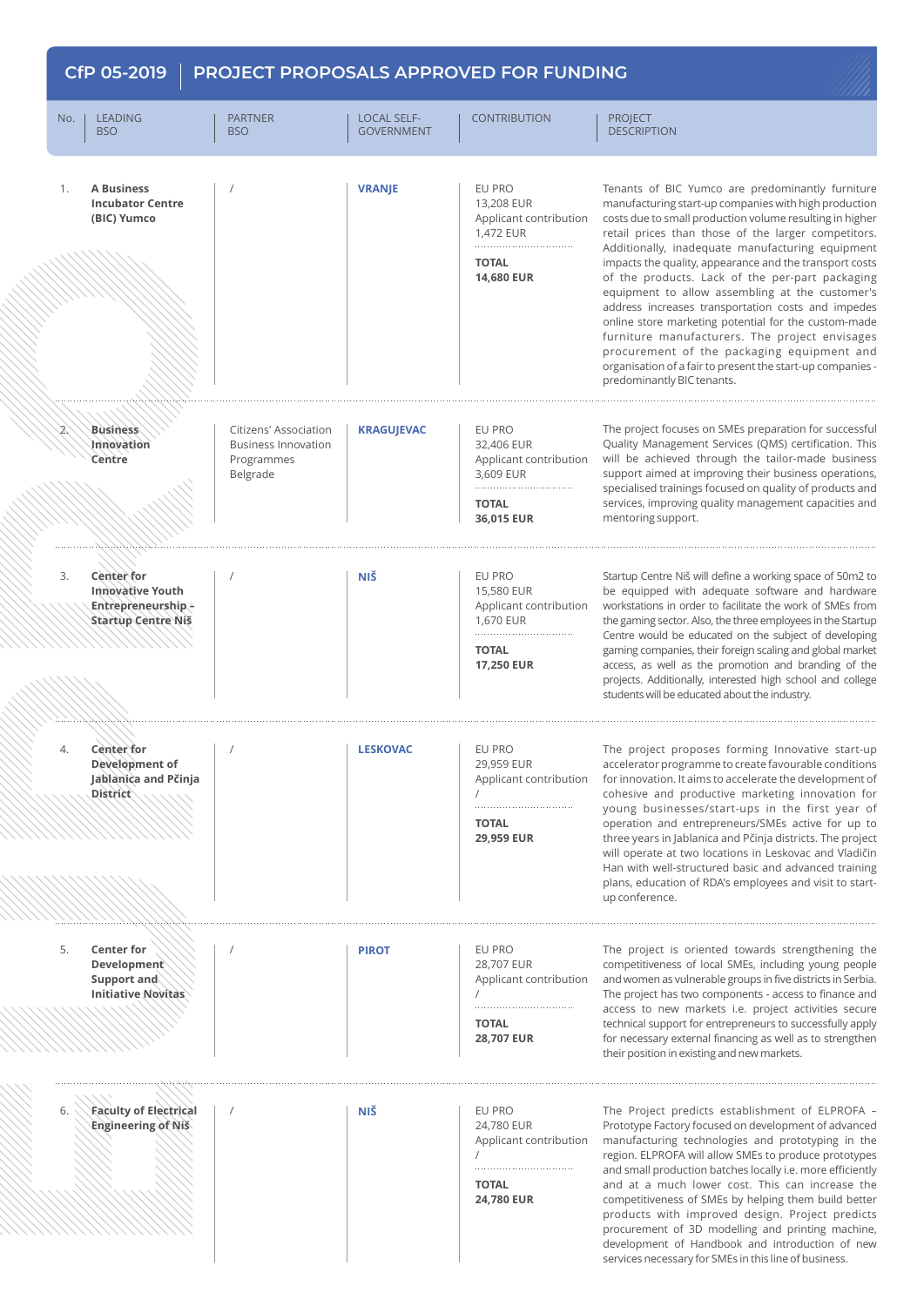## CfP 05-2019 | PROJECT PROPOSALS APPROVED FOR FUNDING

| No. | LEADING BSO | PARTNER BSO | LOCAL SELF-GOVERNMENT | CONTRIBUTION | PROJECT DESCRIPTION |
|---|---|---|---|---|---|
| 1. | **A Business Incubator Centre (BIC) Yumco** | / | **VRANJE** | EU PRO 13,208 EUR<br>Applicant contribution 1,472 EUR<br>**TOTAL 14,680 EUR** | Tenants of BIC Yumco are predominantly furniture manufacturing start-up companies with high production costs due to small production volume resulting in higher retail prices than those of the larger competitors. Additionally, inadequate manufacturing equipment impacts the quality, appearance and the transport costs of the products. Lack of the per-part packaging equipment to allow assembling at the customer's address increases transportation costs and impedes online store marketing potential for the custom-made furniture manufacturers. The project envisages procurement of the packaging equipment and organisation of a fair to present the start-up companies - predominantly BIC tenants. |
| 2. | **Business Innovation Centre** | Citizens' Association Business Innovation Programmes Belgrade | **KRAGUJEVAC** | EU PRO 32,406 EUR<br>Applicant contribution 3,609 EUR<br>**TOTAL 36,015 EUR** | The project focuses on SMEs preparation for successful Quality Management Services (QMS) certification. This will be achieved through the tailor-made business support aimed at improving their business operations, specialised trainings focused on quality of products and services, improving quality management capacities and mentoring support. |
| 3. | **Center for Innovative Youth Entrepreneurship – Startup Centre Niš** | / | **NIŠ** | EU PRO 15,580 EUR<br>Applicant contribution 1,670 EUR<br>**TOTAL 17,250 EUR** | Startup Centre Niš will define a working space of 50m2 to be equipped with adequate software and hardware workstations in order to facilitate the work of SMEs from the gaming sector. Also, the three employees in the Startup Centre would be educated on the subject of developing gaming companies, their foreign scaling and global market access, as well as the promotion and branding of the projects. Additionally, interested high school and college students will be educated about the industry. |
| 4. | **Center for Development of Jablanica and Pčinja District** | / | **LESKOVAC** | EU PRO 29,959 EUR<br>Applicant contribution /<br>**TOTAL 29,959 EUR** | The project proposes forming Innovative start-up accelerator programme to create favourable conditions for innovation. It aims to accelerate the development of cohesive and productive marketing innovation for young businesses/start-ups in the first year of operation and entrepreneurs/SMEs active for up to three years in Jablanica and Pčinja districts. The project will operate at two locations in Leskovac and Vladičin Han with well-structured basic and advanced training plans, education of RDA's employees and visit to start-up conference. |
| 5. | **Center for Development Support and Initiative Novitas** | / | **PIROT** | EU PRO 28,707 EUR<br>Applicant contribution /<br>**TOTAL 28,707 EUR** | The project is oriented towards strengthening the competitiveness of local SMEs, including young people and women as vulnerable groups in five districts in Serbia. The project has two components - access to finance and access to new markets i.e. project activities secure technical support for entrepreneurs to successfully apply for necessary external financing as well as to strengthen their position in existing and new markets. |
| 6. | **Faculty of Electrical Engineering of Niš** | / | **NIŠ** | EU PRO 24,780 EUR<br>Applicant contribution /<br>**TOTAL 24,780 EUR** | The Project predicts establishment of ELPROFA – Prototype Factory focused on development of advanced manufacturing technologies and prototyping in the region. ELPROFA will allow SMEs to produce prototypes and small production batches locally i.e. more efficiently and at a much lower cost. This can increase the competitiveness of SMEs by helping them build better products with improved design. Project predicts procurement of 3D modelling and printing machine, development of Handbook and introduction of new services necessary for SMEs in this line of business. |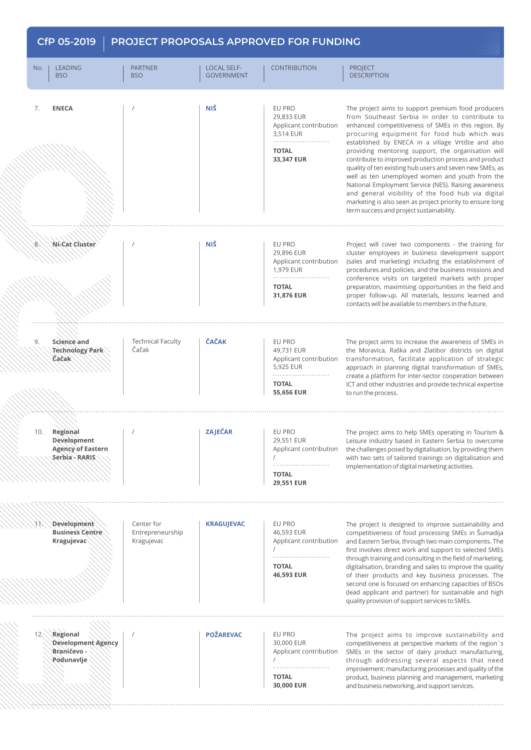## CfP 05-2019 | PROJECT PROPOSALS APPROVED FOR FUNDING

| No. | LEADING BSO | PARTNER BSO | LOCAL SELF-GOVERNMENT | CONTRIBUTION | PROJECT DESCRIPTION |
|---|---|---|---|---|---|
| 7. | **ENECA** | / | **NIŠ** | EU PRO 29,833 EUR<br>Applicant contribution 3,514 EUR<br>**TOTAL 33,347 EUR** | The project aims to support premium food producers from Southeast Serbia in order to contribute to enhanced competitiveness of SMEs in this region. By procuring equipment for food hub which was established by ENECA in a village Vrtište and also providing mentoring support, the organisation will contribute to improved production process and product quality of ten existing hub users and seven new SMEs, as well as ten unemployed women and youth from the National Employment Service (NES). Raising awareness and general visibility of the food hub via digital marketing is also seen as project priority to ensure long term success and project sustainability. |
| 8. | **Ni-Cat Cluster** | / | **NIŠ** | EU PRO 29,896 EUR<br>Applicant contribution 1,979 EUR<br>**TOTAL 31,876 EUR** | Project will cover two components - the training for cluster employees in business development support (sales and marketing) including the establishment of procedures and policies, and the business missions and conference visits on targeted markets with proper preparation, maximising opportunities in the field and proper follow-up. All materials, lessons learned and contacts will be available to members in the future. |
| 9. | **Science and Technology Park Čačak** | Technical Faculty Čačak | **ČAČAK** | EU PRO 49,731 EUR<br>Applicant contribution 5,925 EUR<br>**TOTAL 55,656 EUR** | The project aims to increase the awareness of SMEs in the Moravica, Raška and Zlatibor districts on digital transformation, facilitate application of strategic approach in planning digital transformation of SMEs, create a platform for inter-sector cooperation between ICT and other industries and provide technical expertise to run the process. |
| 10. | **Regional Development Agency of Eastern Serbia - RARIS** | / | **ZAJEČAR** | EU PRO 29,551 EUR<br>Applicant contribution /<br>**TOTAL 29,551 EUR** | The project aims to help SMEs operating in Tourism & Leisure industry based in Eastern Serbia to overcome the challenges posed by digitalisation, by providing them with two sets of tailored trainings on digitalisation and implementation of digital marketing activities. |
| 11. | **Development Business Centre Kragujevac** | Center for Entrepreneurship Kragujevac | **KRAGUJEVAC** | EU PRO 46,593 EUR<br>Applicant contribution /<br>**TOTAL 46,593 EUR** | The project is designed to improve sustainability and competitiveness of food processing SMEs in Šumadija and Eastern Serbia, through two main components. The first involves direct work and support to selected SMEs through training and consulting in the field of marketing, digitalisation, branding and sales to improve the quality of their products and key business processes. The second one is focused on enhancing capacities of BSOs (lead applicant and partner) for sustainable and high quality provision of support services to SMEs. |
| 12. | **Regional Development Agency Braničevo - Podunavlje** | / | **POŽAREVAC** | EU PRO 30,000 EUR<br>Applicant contribution /<br>**TOTAL 30,000 EUR** | The project aims to improve sustainability and competitiveness at perspective markets of the region`s SMEs in the sector of dairy product manufacturing, through addressing several aspects that need improvement: manufacturing processes and quality of the product, business planning and management, marketing and business networking, and support services. |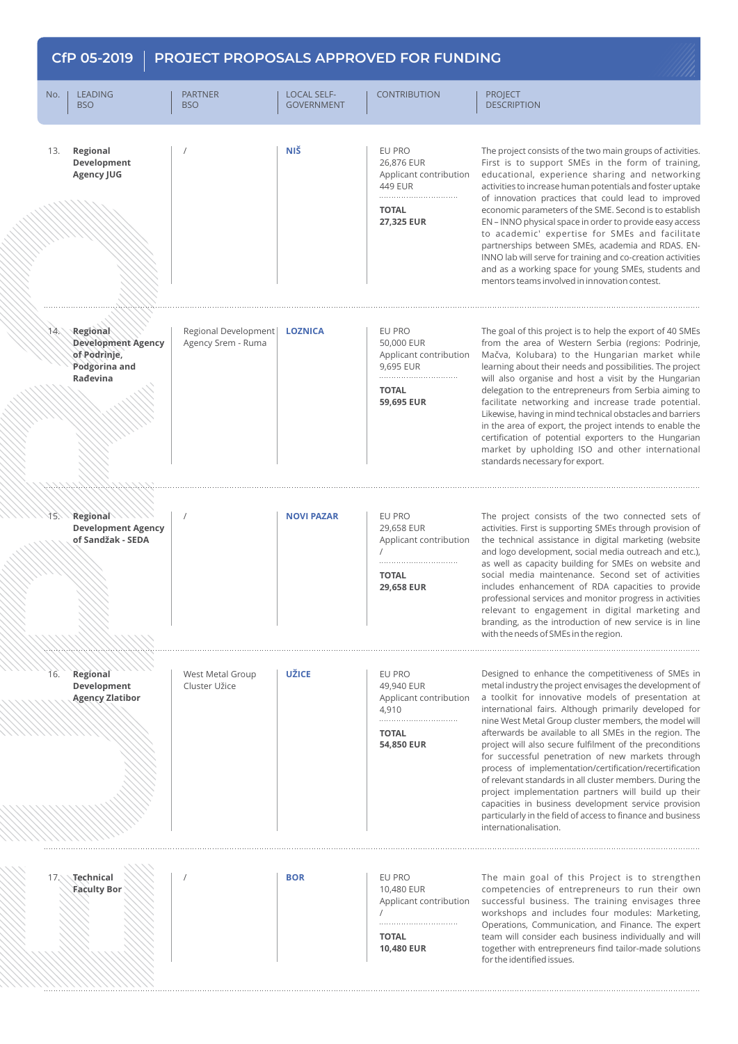## CfP 05-2019 | PROJECT PROPOSALS APPROVED FOR FUNDING

| No. | LEADING BSO | PARTNER BSO | LOCAL SELF-GOVERNMENT | CONTRIBUTION | PROJECT DESCRIPTION |
|---|---|---|---|---|---|
| 13. | **Regional Development Agency JUG** | / | **NIŠ** | EU PRO 26,876 EUR<br>Applicant contribution 449 EUR<br>**TOTAL 27,325 EUR** | The project consists of the two main groups of activities. First is to support SMEs in the form of training, educational, experience sharing and networking activities to increase human potentials and foster uptake of innovation practices that could lead to improved economic parameters of the SME. Second is to establish EN – INNO physical space in order to provide easy access to academic' expertise for SMEs and facilitate partnerships between SMEs, academia and RDAS. EN-INNO lab will serve for training and co-creation activities and as a working space for young SMEs, students and mentors teams involved in innovation contest. |
| 14. | **Regional Development Agency of Podrinje, Podgorina and Rađevina** | Regional Development Agency Srem - Ruma | **LOZNICA** | EU PRO 50,000 EUR<br>Applicant contribution 9,695 EUR<br>**TOTAL 59,695 EUR** | The goal of this project is to help the export of 40 SMEs from the area of Western Serbia (regions: Podrinje, Mačva, Kolubara) to the Hungarian market while learning about their needs and possibilities. The project will also organise and host a visit by the Hungarian delegation to the entrepreneurs from Serbia aiming to facilitate networking and increase trade potential. Likewise, having in mind technical obstacles and barriers in the area of export, the project intends to enable the certification of potential exporters to the Hungarian market by upholding ISO and other international standards necessary for export. |
| 15. | **Regional Development Agency of Sandžak - SEDA** | / | **NOVI PAZAR** | EU PRO 29,658 EUR<br>Applicant contribution /<br>**TOTAL 29,658 EUR** | The project consists of the two connected sets of activities. First is supporting SMEs through provision of the technical assistance in digital marketing (website and logo development, social media outreach and etc.), as well as capacity building for SMEs on website and social media maintenance. Second set of activities includes enhancement of RDA capacities to provide professional services and monitor progress in activities relevant to engagement in digital marketing and branding, as the introduction of new service is in line with the needs of SMEs in the region. |
| 16. | **Regional Development Agency Zlatibor** | West Metal Group Cluster Užice | **UŽICE** | EU PRO 49,940 EUR<br>Applicant contribution 4,910<br>**TOTAL 54,850 EUR** | Designed to enhance the competitiveness of SMEs in metal industry the project envisages the development of a toolkit for innovative models of presentation at international fairs. Although primarily developed for nine West Metal Group cluster members, the model will afterwards be available to all SMEs in the region. The project will also secure fulfilment of the preconditions for successful penetration of new markets through process of implementation/certification/recertification of relevant standards in all cluster members. During the project implementation partners will build up their capacities in business development service provision particularly in the field of access to finance and business internationalisation. |
| 17. | **Technical Faculty Bor** | / | **BOR** | EU PRO 10,480 EUR<br>Applicant contribution /<br>**TOTAL 10,480 EUR** | The main goal of this Project is to strengthen competencies of entrepreneurs to run their own successful business. The training envisages three workshops and includes four modules: Marketing, Operations, Communication, and Finance. The expert team will consider each business individually and will together with entrepreneurs find tailor-made solutions for the identified issues. |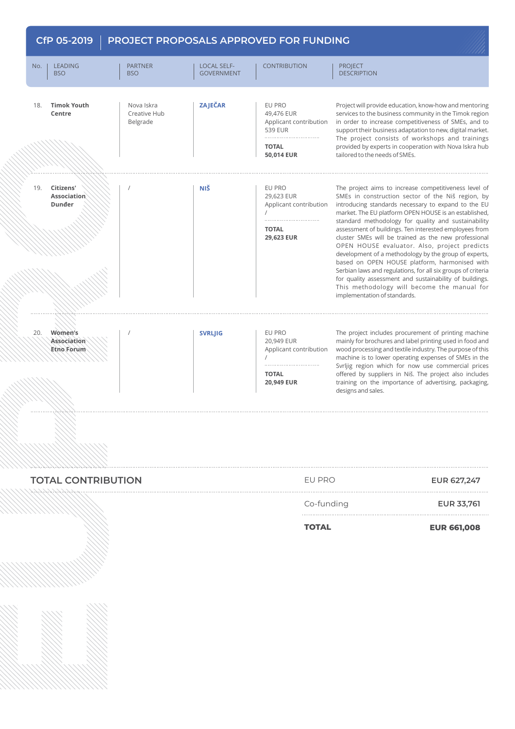## CfP 05-2019 | PROJECT PROPOSALS APPROVED FOR FUNDING

| No. | LEADING BSO | PARTNER BSO | LOCAL SELF-GOVERNMENT | CONTRIBUTION | PROJECT DESCRIPTION |
|---|---|---|---|---|---|
| 18. | **Timok Youth Centre** | Nova Iskra Creative Hub Belgrade | **ZAJEČAR** | EU PRO 49,476 EUR<br>Applicant contribution 539 EUR<br>**TOTAL 50,014 EUR** | Project will provide education, know-how and mentoring services to the business community in the Timok region in order to increase competitiveness of SMEs, and to support their business adaptation to new, digital market. The project consists of workshops and trainings provided by experts in cooperation with Nova Iskra hub tailored to the needs of SMEs. |
| 19. | **Citizens' Association Dunđer** | / | **NIŠ** | EU PRO 29,623 EUR<br>Applicant contribution /<br>**TOTAL 29,623 EUR** | The project aims to increase competitiveness level of SMEs in construction sector of the Niš region, by introducing standards necessary to expand to the EU market. The EU platform OPEN HOUSE is an established, standard methodology for quality and sustainability assessment of buildings. Ten interested employees from cluster SMEs will be trained as the new professional OPEN HOUSE evaluator. Also, project predicts development of a methodology by the group of experts, based on OPEN HOUSE platform, harmonised with Serbian laws and regulations, for all six groups of criteria for quality assessment and sustainability of buildings. This methodology will become the manual for implementation of standards. |
| 20. | **Women's Association Etno Forum** | / | **SVRLJIG** | EU PRO 20,949 EUR<br>Applicant contribution /<br>**TOTAL 20,949 EUR** | The project includes procurement of printing machine mainly for brochures and label printing used in food and wood processing and textile industry. The purpose of this machine is to lower operating expenses of SMEs in the Svrljig region which for now use commercial prices offered by suppliers in Niš. The project also includes training on the importance of advertising, packaging, designs and sales. |

## TOTAL CONTRIBUTION

| | |
|---|---|
| EU PRO | **EUR 627,247** |
| Co-funding | **EUR 33,761** |
| **TOTAL** | **EUR 661,008** |